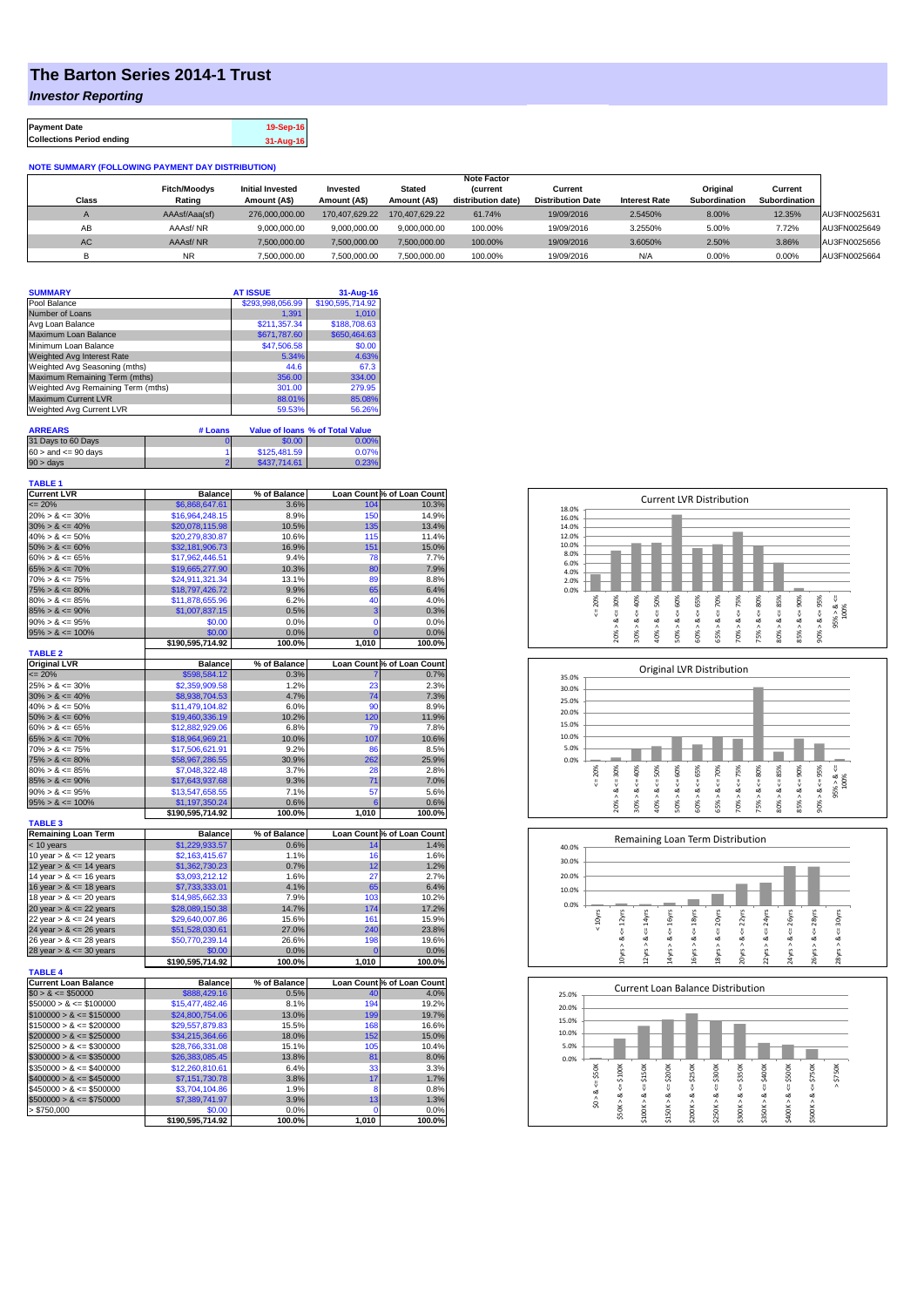# The Barton Series 2014-1 Trust

## *Investor Reporting*

| Payment Date | 19-Sep-16 |
| --- | --- |
| Collections Period ending | 31-Aug-16 |

**NOTE SUMMARY (FOLLOWING PAYMENT DAY DISTRIBUTION)**

| Class | Fitch/Moodys Rating | Initial Invested Amount (A$) | Invested Amount (A$) | Stated Amount (A$) | Note Factor (current distribution date) | Current Distribution Date | Interest Rate | Original Subordination | Current Subordination | |
| --- | --- | --- | --- | --- | --- | --- | --- | --- | --- | --- |
| A | AAAsf/Aaa(sf) | 276,000,000.00 | 170,407,629.22 | 170,407,629.22 | 61.74% | 19/09/2016 | 2.5450% | 8.00% | 12.35% | AU3FN0025631 |
| AB | AAAsf/ NR | 9,000,000.00 | 9,000,000.00 | 9,000,000.00 | 100.00% | 19/09/2016 | 3.2550% | 5.00% | 7.72% | AU3FN0025649 |
| AC | AAAsf/ NR | 7,500,000.00 | 7,500,000.00 | 7,500,000.00 | 100.00% | 19/09/2016 | 3.6050% | 2.50% | 3.86% | AU3FN0025656 |
| B | NR | 7,500,000.00 | 7,500,000.00 | 7,500,000.00 | 100.00% | 19/09/2016 | N/A | 0.00% | 0.00% | AU3FN0025664 |

| SUMMARY | AT ISSUE | 31-Aug-16 |
| --- | --- | --- |
| Pool Balance | $293,998,056.99 | $190,595,714.92 |
| Number of Loans | 1,391 | 1,010 |
| Avg Loan Balance | $211,357.34 | $188,708.63 |
| Maximum Loan Balance | $671,787.60 | $650,464.63 |
| Minimum Loan Balance | $47,506.58 | $0.00 |
| Weighted Avg Interest Rate | 5.34% | 4.63% |
| Weighted Avg Seasoning (mths) | 44.6 | 67.3 |
| Maximum Remaining Term (mths) | 356.00 | 334.00 |
| Weighted Avg Remaining Term (mths) | 301.00 | 279.95 |
| Maximum Current LVR | 88.01% | 85.08% |
| Weighted Avg Current LVR | 59.53% | 56.26% |

| ARREARS | # Loans | Value of loans | % of Total Value |
| --- | --- | --- | --- |
| 31 Days to 60 Days | 0 | $0.00 | 0.00% |
| 60 > and <= 90 days | 1 | $125,481.59 | 0.07% |
| 90 > days | 2 | $437,714.61 | 0.23% |

**TABLE 1**

| Current LVR | Balance | % of Balance | Loan Count | % of Loan Count |
| --- | --- | --- | --- | --- |
| <= 20% | $6,868,647.61 | 3.6% | 104 | 10.3% |
| 20% > & <= 30% | $16,964,248.15 | 8.9% | 150 | 14.9% |
| 30% > & <= 40% | $20,078,115.98 | 10.5% | 135 | 13.4% |
| 40% > & <= 50% | $20,279,830.87 | 10.6% | 115 | 11.4% |
| 50% > & <= 60% | $32,181,906.73 | 16.9% | 151 | 15.0% |
| 60% > & <= 65% | $17,962,446.51 | 9.4% | 78 | 7.7% |
| 65% > & <= 70% | $19,665,277.90 | 10.3% | 80 | 7.9% |
| 70% > & <= 75% | $24,911,321.34 | 13.1% | 89 | 8.8% |
| 75% > & <= 80% | $18,797,426.72 | 9.9% | 65 | 6.4% |
| 80% > & <= 85% | $11,878,655.96 | 6.2% | 40 | 4.0% |
| 85% > & <= 90% | $1,007,837.15 | 0.5% | 3 | 0.3% |
| 90% > & <= 95% | $0.00 | 0.0% | 0 | 0.0% |
| 95% > & <= 100% | $0.00 | 0.0% | 0 | 0.0% |
| | $190,595,714.92 | 100.0% | 1,010 | 100.0% |

**TABLE 2**

| Original LVR | Balance | % of Balance | Loan Count | % of Loan Count |
| --- | --- | --- | --- | --- |
| <= 20% | $598,584.12 | 0.3% | 7 | 0.7% |
| 25% > & <= 30% | $2,359,909.58 | 1.2% | 23 | 2.3% |
| 30% > & <= 40% | $8,938,704.53 | 4.7% | 74 | 7.3% |
| 40% > & <= 50% | $11,479,104.82 | 6.0% | 90 | 8.9% |
| 50% > & <= 60% | $19,460,336.19 | 10.2% | 120 | 11.9% |
| 60% > & <= 65% | $12,882,929.06 | 6.8% | 79 | 7.8% |
| 65% > & <= 70% | $18,964,969.21 | 10.0% | 107 | 10.6% |
| 70% > & <= 75% | $17,506,621.91 | 9.2% | 86 | 8.5% |
| 75% > & <= 80% | $58,967,286.55 | 30.9% | 262 | 25.9% |
| 80% > & <= 85% | $7,048,322.48 | 3.7% | 28 | 2.8% |
| 85% > & <= 90% | $17,643,937.68 | 9.3% | 71 | 7.0% |
| 90% > & <= 95% | $13,547,658.55 | 7.1% | 57 | 5.6% |
| 95% > & <= 100% | $1,197,350.24 | 0.6% | 6 | 0.6% |
| | $190,595,714.92 | 100.0% | 1,010 | 100.0% |

**TABLE 3**

| Remaining Loan Term | Balance | % of Balance | Loan Count | % of Loan Count |
| --- | --- | --- | --- | --- |
| < 10 years | $1,229,933.57 | 0.6% | 14 | 1.4% |
| 10 year > & <= 12 years | $2,163,415.67 | 1.1% | 16 | 1.6% |
| 12 year > & <= 14 years | $1,362,730.23 | 0.7% | 12 | 1.2% |
| 14 year > & <= 16 years | $3,093,212.12 | 1.6% | 27 | 2.7% |
| 16 year > & <= 18 years | $7,733,333.01 | 4.1% | 65 | 6.4% |
| 18 year > & <= 20 years | $14,985,662.33 | 7.9% | 103 | 10.2% |
| 20 year > & <= 22 years | $28,089,150.38 | 14.7% | 174 | 17.2% |
| 22 year > & <= 24 years | $29,640,007.86 | 15.6% | 161 | 15.9% |
| 24 year > & <= 26 years | $51,528,030.61 | 27.0% | 240 | 23.8% |
| 26 year > & <= 28 years | $50,770,239.14 | 26.6% | 198 | 19.6% |
| 28 year > & <= 30 years | $0.00 | 0.0% | 0 | 0.0% |
| | $190,595,714.92 | 100.0% | 1,010 | 100.0% |

**TABLE 4**

| Current Loan Balance | Balance | % of Balance | Loan Count | % of Loan Count |
| --- | --- | --- | --- | --- |
| $0 > & <= $50000 | $888,429.16 | 0.5% | 40 | 4.0% |
| $50000 > & <= $100000 | $15,477,482.46 | 8.1% | 194 | 19.2% |
| $100000 > & <= $150000 | $24,800,754.06 | 13.0% | 199 | 19.7% |
| $150000 > & <= $200000 | $29,557,879.83 | 15.5% | 168 | 16.6% |
| $200000 > & <= $250000 | $34,215,364.66 | 18.0% | 152 | 15.0% |
| $250000 > & <= $300000 | $28,766,331.08 | 15.1% | 105 | 10.4% |
| $300000 > & <= $350000 | $26,383,085.45 | 13.8% | 81 | 8.0% |
| $350000 > & <= $400000 | $12,260,810.61 | 6.4% | 33 | 3.3% |
| $400000 > & <= $450000 | $7,151,730.78 | 3.8% | 17 | 1.7% |
| $450000 > & <= $500000 | $3,704,104.86 | 1.9% | 8 | 0.8% |
| $500000 > & <= $750000 | $7,389,741.97 | 3.9% | 13 | 1.3% |
| > $750,000 | $0.00 | 0.0% | 0 | 0.0% |
| | $190,595,714.92 | 100.0% | 1,010 | 100.0% |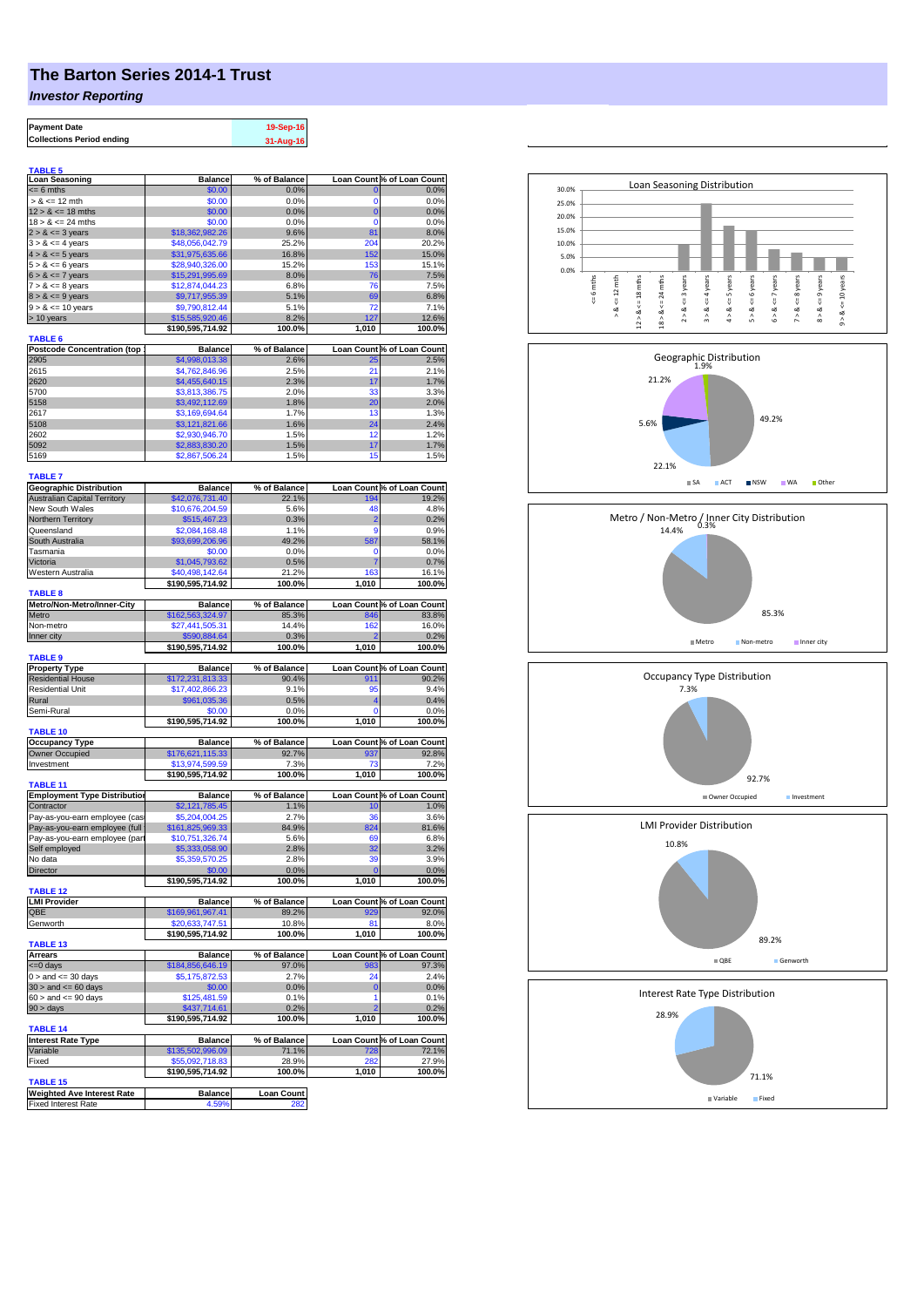# The Barton Series 2014-1 Trust

***Investor Reporting***

| | |
|---|---|
| **Payment Date** | 19-Sep-16 |
| **Collections Period ending** | 31-Aug-16 |

**TABLE 5**

| Loan Seasoning | Balance | % of Balance | Loan Count | % of Loan Count |
|---|---|---|---|---|
| <= 6 mths | $0.00 | 0.0% | 0 | 0.0% |
| > & <= 12 mth | $0.00 | 0.0% | 0 | 0.0% |
| 12 > & <= 18 mths | $0.00 | 0.0% | 0 | 0.0% |
| 18 > & <= 24 mths | $0.00 | 0.0% | 0 | 0.0% |
| 2 > & <= 3 years | $18,362,982.26 | 9.6% | 81 | 8.0% |
| 3 > & <= 4 years | $48,056,042.79 | 25.2% | 204 | 20.2% |
| 4 > & <= 5 years | $31,975,635.66 | 16.8% | 152 | 15.0% |
| 5 > & <= 6 years | $28,940,326.00 | 15.2% | 153 | 15.1% |
| 6 > & <= 7 years | $15,291,995.69 | 8.0% | 76 | 7.5% |
| 7 > & <= 8 years | $12,874,044.23 | 6.8% | 76 | 7.5% |
| 8 > & <= 9 years | $9,717,955.39 | 5.1% | 69 | 6.8% |
| 9 > & <= 10 years | $9,790,812.44 | 5.1% | 72 | 7.1% |
| > 10 years | $15,585,920.46 | 8.2% | 127 | 12.6% |
| | $190,595,714.92 | 100.0% | 1,010 | 100.0% |

**TABLE 6**

| Postcode Concentration (top | Balance | % of Balance | Loan Count | % of Loan Count |
|---|---|---|---|---|
| 2905 | $4,998,013.38 | 2.6% | 25 | 2.5% |
| 2615 | $4,762,846.96 | 2.5% | 21 | 2.1% |
| 2620 | $4,455,640.15 | 2.3% | 17 | 1.7% |
| 5700 | $3,813,386.75 | 2.0% | 33 | 3.3% |
| 5158 | $3,492,112.69 | 1.8% | 20 | 2.0% |
| 2617 | $3,169,694.64 | 1.7% | 13 | 1.3% |
| 5108 | $3,121,821.66 | 1.6% | 24 | 2.4% |
| 2602 | $2,930,946.70 | 1.5% | 12 | 1.2% |
| 5092 | $2,883,830.20 | 1.5% | 17 | 1.7% |
| 5169 | $2,867,506.24 | 1.5% | 15 | 1.5% |

**TABLE 7**

| Geographic Distribution | Balance | % of Balance | Loan Count | % of Loan Count |
|---|---|---|---|---|
| Australian Capital Territory | $42,076,731.40 | 22.1% | 194 | 19.2% |
| New South Wales | $10,676,204.59 | 5.6% | 48 | 4.8% |
| Northern Territory | $515,467.23 | 0.3% | 2 | 0.2% |
| Queensland | $2,084,168.48 | 1.1% | 9 | 0.9% |
| South Australia | $93,699,206.96 | 49.2% | 587 | 58.1% |
| Tasmania | $0.00 | 0.0% | 0 | 0.0% |
| Victoria | $1,045,793.62 | 0.5% | 7 | 0.7% |
| Western Australia | $40,498,142.64 | 21.2% | 163 | 16.1% |
| | $190,595,714.92 | 100.0% | 1,010 | 100.0% |

**TABLE 8**

| Metro/Non-Metro/Inner-City | Balance | % of Balance | Loan Count | % of Loan Count |
|---|---|---|---|---|
| Metro | $162,563,324.97 | 85.3% | 846 | 83.8% |
| Non-metro | $27,441,505.31 | 14.4% | 162 | 16.0% |
| Inner city | $590,884.64 | 0.3% | 2 | 0.2% |
| | $190,595,714.92 | 100.0% | 1,010 | 100.0% |

**TABLE 9**

| Property Type | Balance | % of Balance | Loan Count | % of Loan Count |
|---|---|---|---|---|
| Residential House | $172,231,813.33 | 90.4% | 911 | 90.2% |
| Residential Unit | $17,402,866.23 | 9.1% | 95 | 9.4% |
| Rural | $961,035.36 | 0.5% | 4 | 0.4% |
| Semi-Rural | $0.00 | 0.0% | 0 | 0.0% |
| | $190,595,714.92 | 100.0% | 1,010 | 100.0% |

**TABLE 10**

| Occupancy Type | Balance | % of Balance | Loan Count | % of Loan Count |
|---|---|---|---|---|
| Owner Occupied | $176,621,115.33 | 92.7% | 937 | 92.8% |
| Investment | $13,974,599.59 | 7.3% | 73 | 7.2% |
| | $190,595,714.92 | 100.0% | 1,010 | 100.0% |

**TABLE 11**

| Employment Type Distributio | Balance | % of Balance | Loan Count | % of Loan Count |
|---|---|---|---|---|
| Contractor | $2,121,785.45 | 1.1% | 10 | 1.0% |
| Pay-as-you-earn employee (cas | $5,204,004.25 | 2.7% | 36 | 3.6% |
| Pay-as-you-earn employee (full | $161,825,969.33 | 84.9% | 824 | 81.6% |
| Pay-as-you-earn employee (part | $10,751,326.74 | 5.6% | 69 | 6.8% |
| Self employed | $5,333,058.90 | 2.8% | 32 | 3.2% |
| No data | $5,359,570.25 | 2.8% | 39 | 3.9% |
| Director | $0.00 | 0.0% | 0 | 0.0% |
| | $190,595,714.92 | 100.0% | 1,010 | 100.0% |

**TABLE 12**

| LMI Provider | Balance | % of Balance | Loan Count | % of Loan Count |
|---|---|---|---|---|
| QBE | $169,961,967.41 | 89.2% | 929 | 92.0% |
| Genworth | $20,633,747.51 | 10.8% | 81 | 8.0% |
| | $190,595,714.92 | 100.0% | 1,010 | 100.0% |

**TABLE 13**

| Arrears | Balance | % of Balance | Loan Count | % of Loan Count |
|---|---|---|---|---|
| <=0 days | $184,856,646.19 | 97.0% | 983 | 97.3% |
| 0 > and <= 30 days | $5,175,872.53 | 2.7% | 24 | 2.4% |
| 30 > and <= 60 days | $0.00 | 0.0% | 0 | 0.0% |
| 60 > and <= 90 days | $125,481.59 | 0.1% | 1 | 0.1% |
| 90 > days | $437,714.61 | 0.2% | 2 | 0.2% |
| | $190,595,714.92 | 100.0% | 1,010 | 100.0% |

**TABLE 14**

| Interest Rate Type | Balance | % of Balance | Loan Count | % of Loan Count |
|---|---|---|---|---|
| Variable | $135,502,996.09 | 71.1% | 728 | 72.1% |
| Fixed | $55,092,718.83 | 28.9% | 282 | 27.9% |
| | $190,595,714.92 | 100.0% | 1,010 | 100.0% |

**TABLE 15**

| Weighted Ave Interest Rate | Balance | Loan Count |
|---|---|---|
| Fixed Interest Rate | 4.59% | 282 |

Loan Seasoning Distribution
30.0%
25.0%
20.0%
15.0%
10.0%
5.0%
0.0%
<= 6 mths
> & <= 12 mth
12 > & <= 18 mths
18 > & <= 24 mths
2 > & <= 3 years
3 > & <= 4 years
4 > & <= 5 years
5 > & <= 6 years
6 > & <= 7 years
7 > & <= 8 years
8 > & <= 9 years
9 > & <= 10 years

Geographic Distribution
1.9%
21.2%
5.6%
49.2%
22.1%
SA ACT NSW WA Other

Metro / Non-Metro / Inner City Distribution
0.3%
14.4%
85.3%
Metro Non-metro Inner city

Occupancy Type Distribution
7.3%
92.7%
Owner Occupied Investment

LMI Provider Distribution
10.8%
89.2%
QBE Genworth

Interest Rate Type Distribution
28.9%
71.1%
Variable Fixed